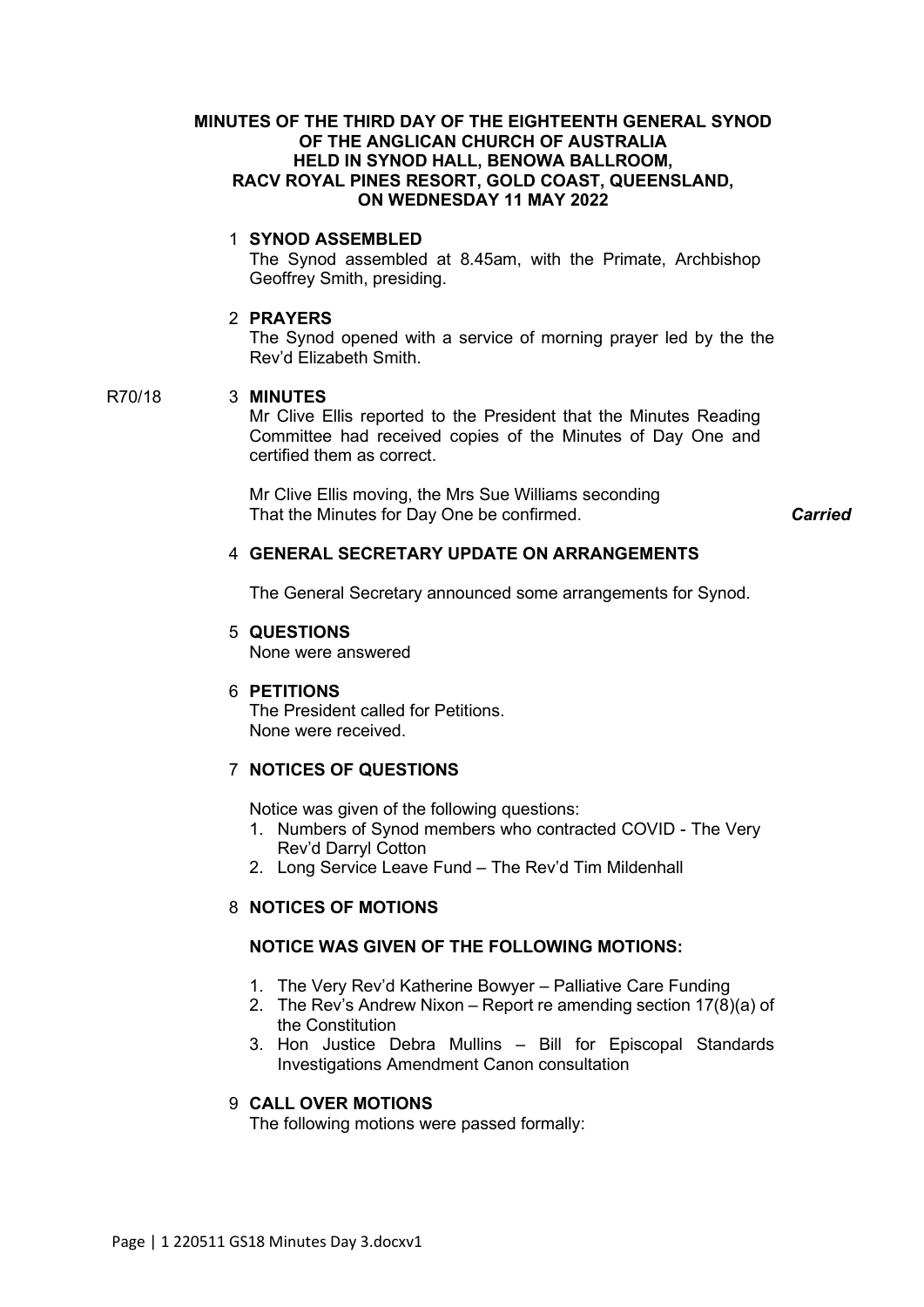# MINUTES OF THE THIRD DAY OF THE EIGHTEENTH GENERAL SYNOD OF THE ANGLICAN CHURCH OF AUSTRALIA HELD IN SYNOD HALL, BENOWA BALLROOM, RACV ROYAL PINES RESORT, GOLD COAST, QUEENSLAND, ON WEDNESDAY 11 MAY 2022

## 1 SYNOD ASSEMBLED

The Synod assembled at 8.45am, with the Primate, Archbishop Geoffrey Smith, presiding.

## 2 PRAYERS

The Synod opened with a service of morning prayer led by the the Rev'd Elizabeth Smith.

## 3 MINUTES

R70/18

Mr Clive Ellis reported to the President that the Minutes Reading Committee had received copies of the Minutes of Day One and certified them as correct.

Mr Clive Ellis moving, the Mrs Sue Williams seconding
That the Minutes for Day One be confirmed. ***Carried***

## 4 GENERAL SECRETARY UPDATE ON ARRANGEMENTS

The General Secretary announced some arrangements for Synod.

## 5 QUESTIONS

None were answered

## 6 PETITIONS

The President called for Petitions.
None were received.

## 7 NOTICES OF QUESTIONS

Notice was given of the following questions:

1. Numbers of Synod members who contracted COVID - The Very Rev'd Darryl Cotton
2. Long Service Leave Fund – The Rev'd Tim Mildenhall

## 8 NOTICES OF MOTIONS

### NOTICE WAS GIVEN OF THE FOLLOWING MOTIONS:

1. The Very Rev'd Katherine Bowyer – Palliative Care Funding
2. The Rev's Andrew Nixon – Report re amending section 17(8)(a) of the Constitution
3. Hon Justice Debra Mullins – Bill for Episcopal Standards Investigations Amendment Canon consultation

## 9 CALL OVER MOTIONS

The following motions were passed formally: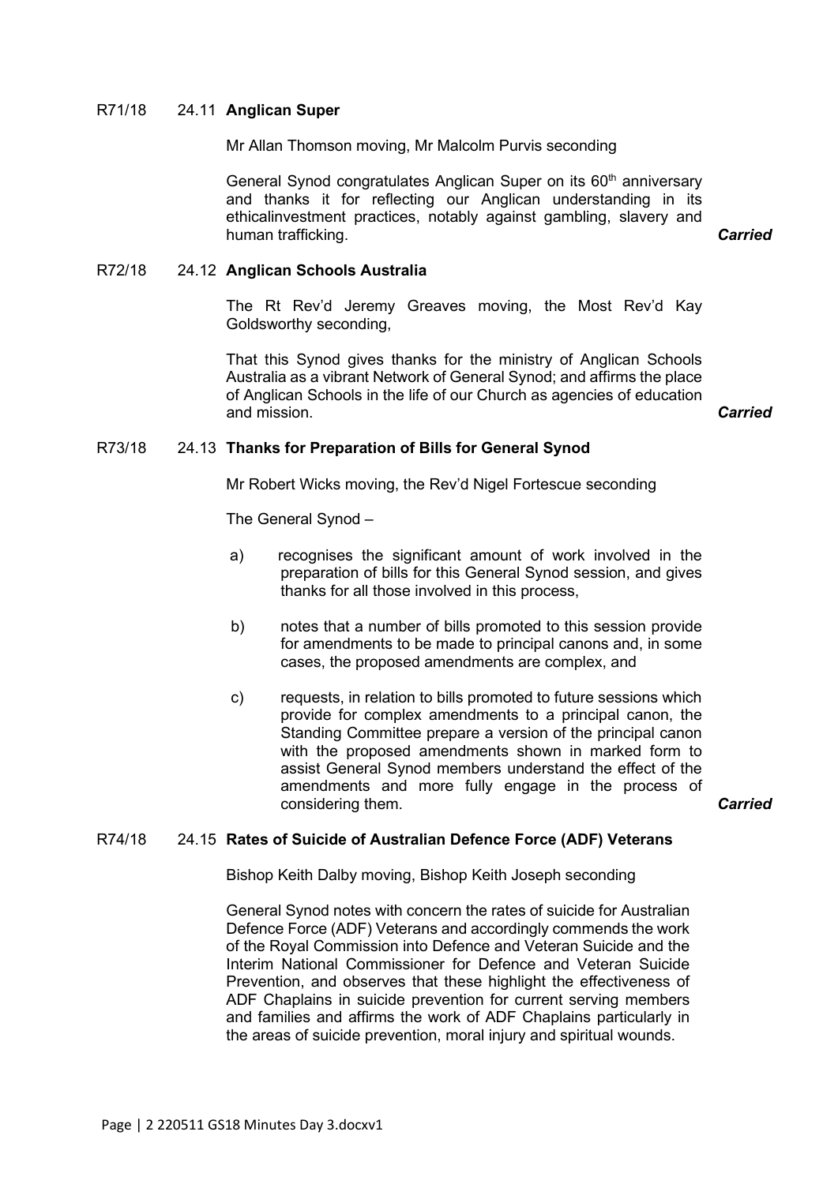R71/18 24.11 **Anglican Super**

Mr Allan Thomson moving, Mr Malcolm Purvis seconding

General Synod congratulates Anglican Super on its 60th anniversary and thanks it for reflecting our Anglican understanding in its ethicalinvestment practices, notably against gambling, slavery and human trafficking.

***Carried***

R72/18 24.12 **Anglican Schools Australia**

The Rt Rev'd Jeremy Greaves moving, the Most Rev'd Kay Goldsworthy seconding,

That this Synod gives thanks for the ministry of Anglican Schools Australia as a vibrant Network of General Synod; and affirms the place of Anglican Schools in the life of our Church as agencies of education and mission.

***Carried***

R73/18 24.13 **Thanks for Preparation of Bills for General Synod**

Mr Robert Wicks moving, the Rev'd Nigel Fortescue seconding

The General Synod –

a) recognises the significant amount of work involved in the preparation of bills for this General Synod session, and gives thanks for all those involved in this process,

b) notes that a number of bills promoted to this session provide for amendments to be made to principal canons and, in some cases, the proposed amendments are complex, and

c) requests, in relation to bills promoted to future sessions which provide for complex amendments to a principal canon, the Standing Committee prepare a version of the principal canon with the proposed amendments shown in marked form to assist General Synod members understand the effect of the amendments and more fully engage in the process of considering them.

***Carried***

R74/18 24.15 **Rates of Suicide of Australian Defence Force (ADF) Veterans**

Bishop Keith Dalby moving, Bishop Keith Joseph seconding

General Synod notes with concern the rates of suicide for Australian Defence Force (ADF) Veterans and accordingly commends the work of the Royal Commission into Defence and Veteran Suicide and the Interim National Commissioner for Defence and Veteran Suicide Prevention, and observes that these highlight the effectiveness of ADF Chaplains in suicide prevention for current serving members and families and affirms the work of ADF Chaplains particularly in the areas of suicide prevention, moral injury and spiritual wounds.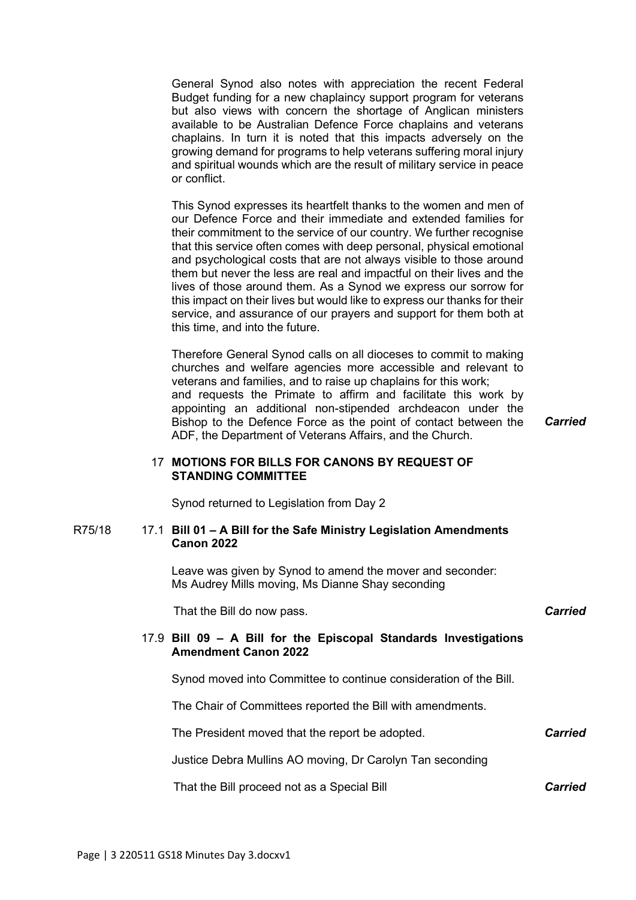General Synod also notes with appreciation the recent Federal Budget funding for a new chaplaincy support program for veterans but also views with concern the shortage of Anglican ministers available to be Australian Defence Force chaplains and veterans chaplains. In turn it is noted that this impacts adversely on the growing demand for programs to help veterans suffering moral injury and spiritual wounds which are the result of military service in peace or conflict.

This Synod expresses its heartfelt thanks to the women and men of our Defence Force and their immediate and extended families for their commitment to the service of our country. We further recognise that this service often comes with deep personal, physical emotional and psychological costs that are not always visible to those around them but never the less are real and impactful on their lives and the lives of those around them. As a Synod we express our sorrow for this impact on their lives but would like to express our thanks for their service, and assurance of our prayers and support for them both at this time, and into the future.

Therefore General Synod calls on all dioceses to commit to making churches and welfare agencies more accessible and relevant to veterans and families, and to raise up chaplains for this work;
and requests the Primate to affirm and facilitate this work by appointing an additional non-stipended archdeacon under the Bishop to the Defence Force as the point of contact between the ADF, the Department of Veterans Affairs, and the Church. ***Carried***

## 17 MOTIONS FOR BILLS FOR CANONS BY REQUEST OF STANDING COMMITTEE

Synod returned to Legislation from Day 2

R75/18

### 17.1 Bill 01 – A Bill for the Safe Ministry Legislation Amendments Canon 2022

Leave was given by Synod to amend the mover and seconder:
Ms Audrey Mills moving, Ms Dianne Shay seconding

That the Bill do now pass. ***Carried***

### 17.9 Bill 09 – A Bill for the Episcopal Standards Investigations Amendment Canon 2022

Synod moved into Committee to continue consideration of the Bill.

The Chair of Committees reported the Bill with amendments.

The President moved that the report be adopted. ***Carried***

Justice Debra Mullins AO moving, Dr Carolyn Tan seconding

That the Bill proceed not as a Special Bill ***Carried***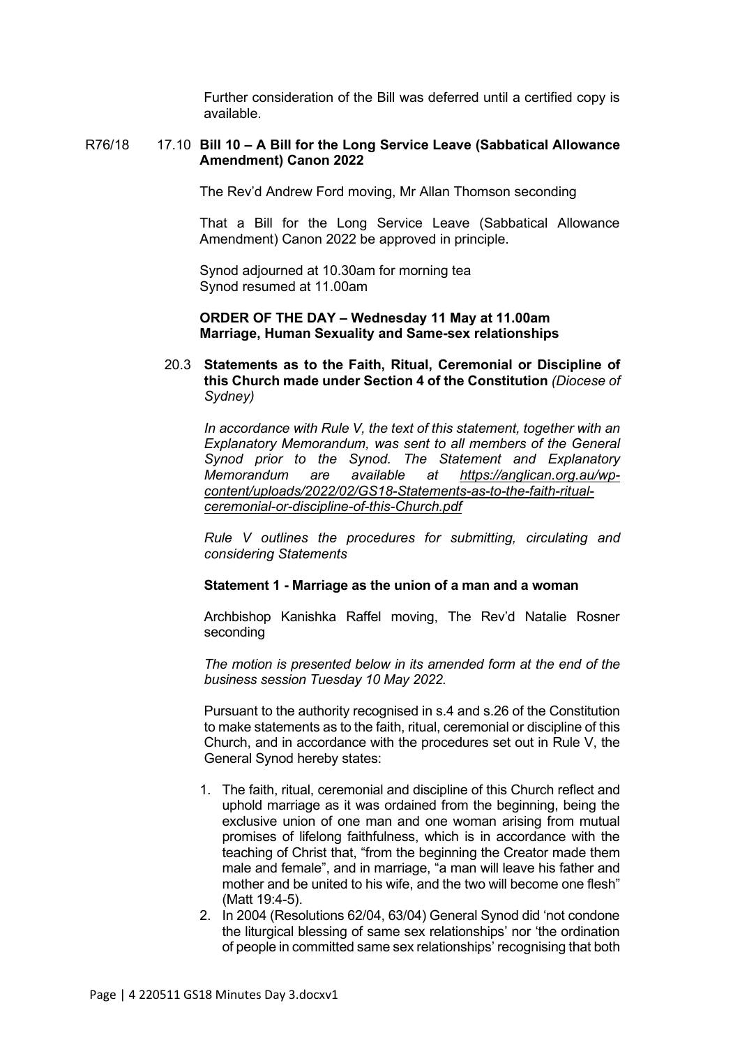Further consideration of the Bill was deferred until a certified copy is available.

R76/18 17.10 **Bill 10 – A Bill for the Long Service Leave (Sabbatical Allowance Amendment) Canon 2022**

The Rev'd Andrew Ford moving, Mr Allan Thomson seconding

That a Bill for the Long Service Leave (Sabbatical Allowance Amendment) Canon 2022 be approved in principle.

Synod adjourned at 10.30am for morning tea
Synod resumed at 11.00am

**ORDER OF THE DAY – Wednesday 11 May at 11.00am**
**Marriage, Human Sexuality and Same-sex relationships**

20.3 **Statements as to the Faith, Ritual, Ceremonial or Discipline of this Church made under Section 4 of the Constitution** *(Diocese of Sydney)*

*In accordance with Rule V, the text of this statement, together with an Explanatory Memorandum, was sent to all members of the General Synod prior to the Synod. The Statement and Explanatory Memorandum are available at https://anglican.org.au/wp-content/uploads/2022/02/GS18-Statements-as-to-the-faith-ritual-ceremonial-or-discipline-of-this-Church.pdf*

*Rule V outlines the procedures for submitting, circulating and considering Statements*

**Statement 1 - Marriage as the union of a man and a woman**

Archbishop Kanishka Raffel moving, The Rev'd Natalie Rosner seconding

*The motion is presented below in its amended form at the end of the business session Tuesday 10 May 2022.*

Pursuant to the authority recognised in s.4 and s.26 of the Constitution to make statements as to the faith, ritual, ceremonial or discipline of this Church, and in accordance with the procedures set out in Rule V, the General Synod hereby states:

1. The faith, ritual, ceremonial and discipline of this Church reflect and uphold marriage as it was ordained from the beginning, being the exclusive union of one man and one woman arising from mutual promises of lifelong faithfulness, which is in accordance with the teaching of Christ that, "from the beginning the Creator made them male and female", and in marriage, "a man will leave his father and mother and be united to his wife, and the two will become one flesh" (Matt 19:4-5).
2. In 2004 (Resolutions 62/04, 63/04) General Synod did 'not condone the liturgical blessing of same sex relationships' nor 'the ordination of people in committed same sex relationships' recognising that both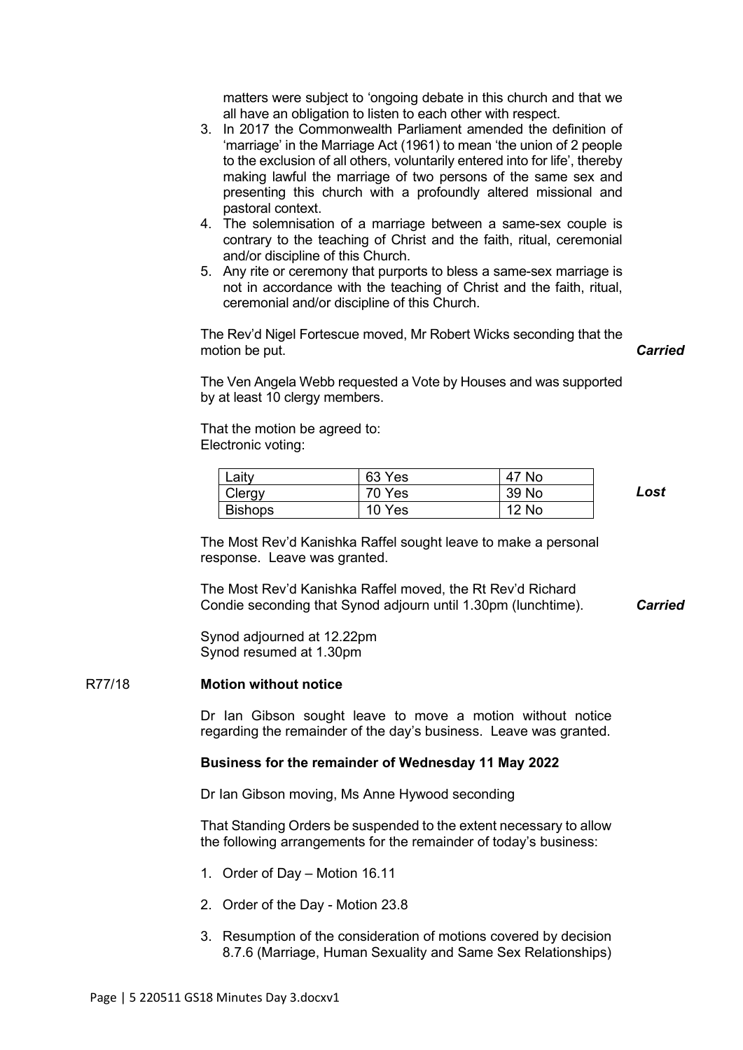matters were subject to 'ongoing debate in this church and that we all have an obligation to listen to each other with respect.

3. In 2017 the Commonwealth Parliament amended the definition of 'marriage' in the Marriage Act (1961) to mean 'the union of 2 people to the exclusion of all others, voluntarily entered into for life', thereby making lawful the marriage of two persons of the same sex and presenting this church with a profoundly altered missional and pastoral context.
4. The solemnisation of a marriage between a same-sex couple is contrary to the teaching of Christ and the faith, ritual, ceremonial and/or discipline of this Church.
5. Any rite or ceremony that purports to bless a same-sex marriage is not in accordance with the teaching of Christ and the faith, ritual, ceremonial and/or discipline of this Church.

The Rev'd Nigel Fortescue moved, Mr Robert Wicks seconding that the motion be put. ***Carried***

The Ven Angela Webb requested a Vote by Houses and was supported by at least 10 clergy members.

That the motion be agreed to:
Electronic voting:

| Laity | 63 Yes | 47 No |
|---|---|---|
| Clergy | 70 Yes | 39 No |
| Bishops | 10 Yes | 12 No |

***Lost***

The Most Rev'd Kanishka Raffel sought leave to make a personal response. Leave was granted.

The Most Rev'd Kanishka Raffel moved, the Rt Rev'd Richard Condie seconding that Synod adjourn until 1.30pm (lunchtime). ***Carried***

Synod adjourned at 12.22pm
Synod resumed at 1.30pm

R77/18 **Motion without notice**

Dr Ian Gibson sought leave to move a motion without notice regarding the remainder of the day's business. Leave was granted.

**Business for the remainder of Wednesday 11 May 2022**

Dr Ian Gibson moving, Ms Anne Hywood seconding

That Standing Orders be suspended to the extent necessary to allow the following arrangements for the remainder of today's business:

1. Order of Day – Motion 16.11
2. Order of the Day - Motion 23.8
3. Resumption of the consideration of motions covered by decision 8.7.6 (Marriage, Human Sexuality and Same Sex Relationships)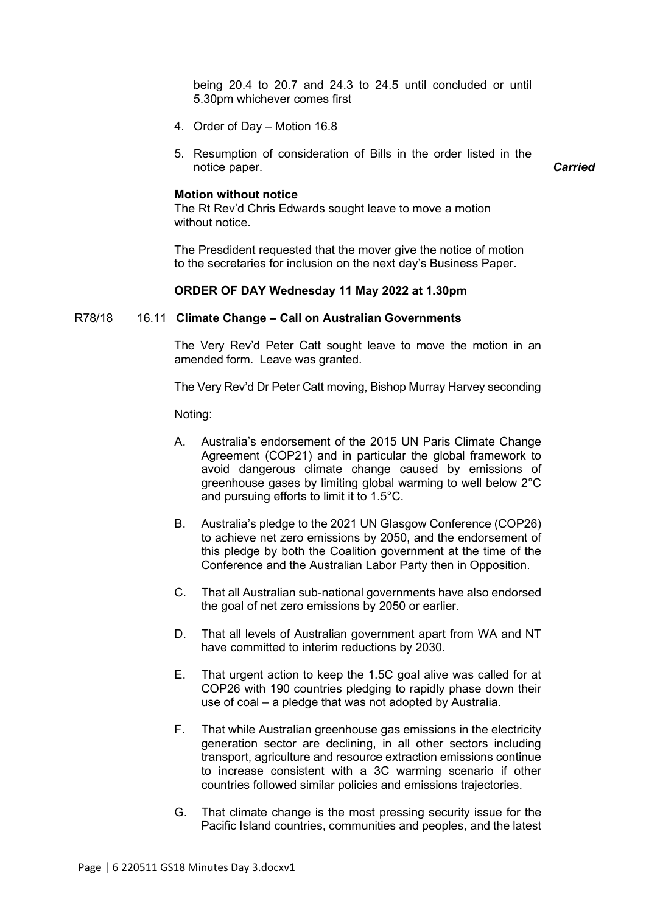being 20.4 to 20.7 and 24.3 to 24.5 until concluded or until 5.30pm whichever comes first

4. Order of Day – Motion 16.8

5. Resumption of consideration of Bills in the order listed in the notice paper. ***Carried***

**Motion without notice**

The Rt Rev'd Chris Edwards sought leave to move a motion without notice.

The Presdident requested that the mover give the notice of motion to the secretaries for inclusion on the next day's Business Paper.

**ORDER OF DAY Wednesday 11 May 2022 at 1.30pm**

R78/18 16.11 **Climate Change – Call on Australian Governments**

The Very Rev'd Peter Catt sought leave to move the motion in an amended form. Leave was granted.

The Very Rev'd Dr Peter Catt moving, Bishop Murray Harvey seconding

Noting:

A. Australia's endorsement of the 2015 UN Paris Climate Change Agreement (COP21) and in particular the global framework to avoid dangerous climate change caused by emissions of greenhouse gases by limiting global warming to well below 2°C and pursuing efforts to limit it to 1.5°C.

B. Australia's pledge to the 2021 UN Glasgow Conference (COP26) to achieve net zero emissions by 2050, and the endorsement of this pledge by both the Coalition government at the time of the Conference and the Australian Labor Party then in Opposition.

C. That all Australian sub-national governments have also endorsed the goal of net zero emissions by 2050 or earlier.

D. That all levels of Australian government apart from WA and NT have committed to interim reductions by 2030.

E. That urgent action to keep the 1.5C goal alive was called for at COP26 with 190 countries pledging to rapidly phase down their use of coal – a pledge that was not adopted by Australia.

F. That while Australian greenhouse gas emissions in the electricity generation sector are declining, in all other sectors including transport, agriculture and resource extraction emissions continue to increase consistent with a 3C warming scenario if other countries followed similar policies and emissions trajectories.

G. That climate change is the most pressing security issue for the Pacific Island countries, communities and peoples, and the latest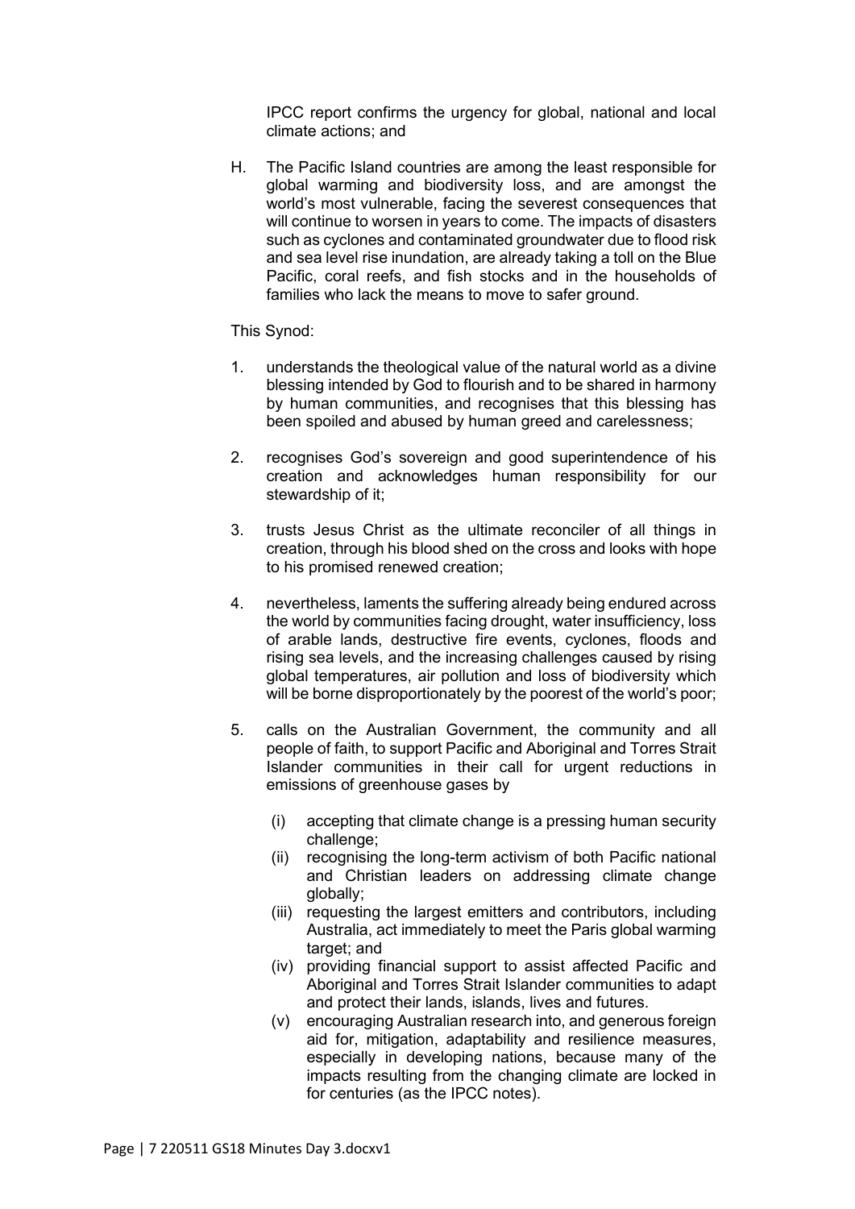IPCC report confirms the urgency for global, national and local climate actions; and

H. The Pacific Island countries are among the least responsible for global warming and biodiversity loss, and are amongst the world's most vulnerable, facing the severest consequences that will continue to worsen in years to come. The impacts of disasters such as cyclones and contaminated groundwater due to flood risk and sea level rise inundation, are already taking a toll on the Blue Pacific, coral reefs, and fish stocks and in the households of families who lack the means to move to safer ground.

This Synod:

1. understands the theological value of the natural world as a divine blessing intended by God to flourish and to be shared in harmony by human communities, and recognises that this blessing has been spoiled and abused by human greed and carelessness;

2. recognises God's sovereign and good superintendence of his creation and acknowledges human responsibility for our stewardship of it;

3. trusts Jesus Christ as the ultimate reconciler of all things in creation, through his blood shed on the cross and looks with hope to his promised renewed creation;

4. nevertheless, laments the suffering already being endured across the world by communities facing drought, water insufficiency, loss of arable lands, destructive fire events, cyclones, floods and rising sea levels, and the increasing challenges caused by rising global temperatures, air pollution and loss of biodiversity which will be borne disproportionately by the poorest of the world's poor;

5. calls on the Australian Government, the community and all people of faith, to support Pacific and Aboriginal and Torres Strait Islander communities in their call for urgent reductions in emissions of greenhouse gases by

   (i) accepting that climate change is a pressing human security challenge;
   
   (ii) recognising the long-term activism of both Pacific national and Christian leaders on addressing climate change globally;
   
   (iii) requesting the largest emitters and contributors, including Australia, act immediately to meet the Paris global warming target; and
   
   (iv) providing financial support to assist affected Pacific and Aboriginal and Torres Strait Islander communities to adapt and protect their lands, islands, lives and futures.
   
   (v) encouraging Australian research into, and generous foreign aid for, mitigation, adaptability and resilience measures, especially in developing nations, because many of the impacts resulting from the changing climate are locked in for centuries (as the IPCC notes).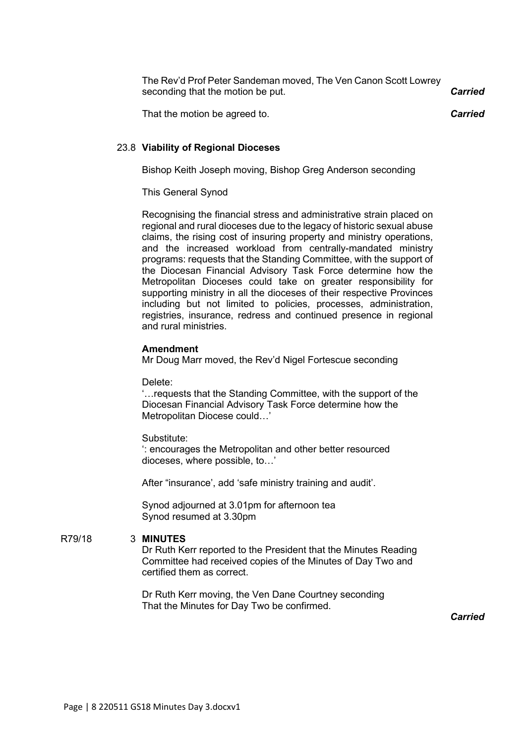The Rev'd Prof Peter Sandeman moved, The Ven Canon Scott Lowrey seconding that the motion be put. ***Carried***

That the motion be agreed to. ***Carried***

23.8 **Viability of Regional Dioceses**

Bishop Keith Joseph moving, Bishop Greg Anderson seconding

This General Synod

Recognising the financial stress and administrative strain placed on regional and rural dioceses due to the legacy of historic sexual abuse claims, the rising cost of insuring property and ministry operations, and the increased workload from centrally-mandated ministry programs: requests that the Standing Committee, with the support of the Diocesan Financial Advisory Task Force determine how the Metropolitan Dioceses could take on greater responsibility for supporting ministry in all the dioceses of their respective Provinces including but not limited to policies, processes, administration, registries, insurance, redress and continued presence in regional and rural ministries.

**Amendment**
Mr Doug Marr moved, the Rev'd Nigel Fortescue seconding

Delete:
'…requests that the Standing Committee, with the support of the Diocesan Financial Advisory Task Force determine how the Metropolitan Diocese could…'

Substitute:
': encourages the Metropolitan and other better resourced dioceses, where possible, to…'

After "insurance', add 'safe ministry training and audit'.

Synod adjourned at 3.01pm for afternoon tea
Synod resumed at 3.30pm

R79/18 3 **MINUTES**

Dr Ruth Kerr reported to the President that the Minutes Reading Committee had received copies of the Minutes of Day Two and certified them as correct.

Dr Ruth Kerr moving, the Ven Dane Courtney seconding
That the Minutes for Day Two be confirmed.

***Carried***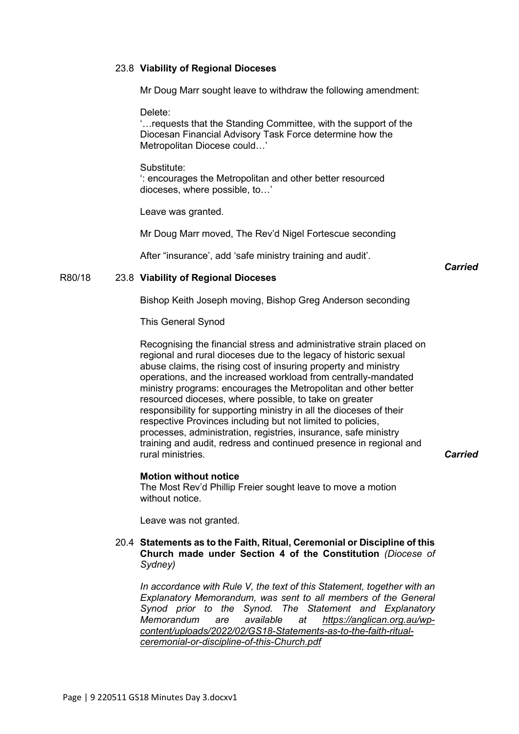23.8 **Viability of Regional Dioceses**

Mr Doug Marr sought leave to withdraw the following amendment:

Delete:
'…requests that the Standing Committee, with the support of the Diocesan Financial Advisory Task Force determine how the Metropolitan Diocese could…'

Substitute:
': encourages the Metropolitan and other better resourced dioceses, where possible, to…'

Leave was granted.

Mr Doug Marr moved, The Rev'd Nigel Fortescue seconding

After "insurance', add 'safe ministry training and audit'.

***Carried***

R80/18 23.8 **Viability of Regional Dioceses**

Bishop Keith Joseph moving, Bishop Greg Anderson seconding

This General Synod

Recognising the financial stress and administrative strain placed on regional and rural dioceses due to the legacy of historic sexual abuse claims, the rising cost of insuring property and ministry operations, and the increased workload from centrally-mandated ministry programs: encourages the Metropolitan and other better resourced dioceses, where possible, to take on greater responsibility for supporting ministry in all the dioceses of their respective Provinces including but not limited to policies, processes, administration, registries, insurance, safe ministry training and audit, redress and continued presence in regional and rural ministries.

***Carried***

**Motion without notice**
The Most Rev'd Phillip Freier sought leave to move a motion without notice.

Leave was not granted.

20.4 **Statements as to the Faith, Ritual, Ceremonial or Discipline of this Church made under Section 4 of the Constitution** *(Diocese of Sydney)*

*In accordance with Rule V, the text of this Statement, together with an Explanatory Memorandum, was sent to all members of the General Synod prior to the Synod. The Statement and Explanatory Memorandum are available at https://anglican.org.au/wp-content/uploads/2022/02/GS18-Statements-as-to-the-faith-ritual-ceremonial-or-discipline-of-this-Church.pdf*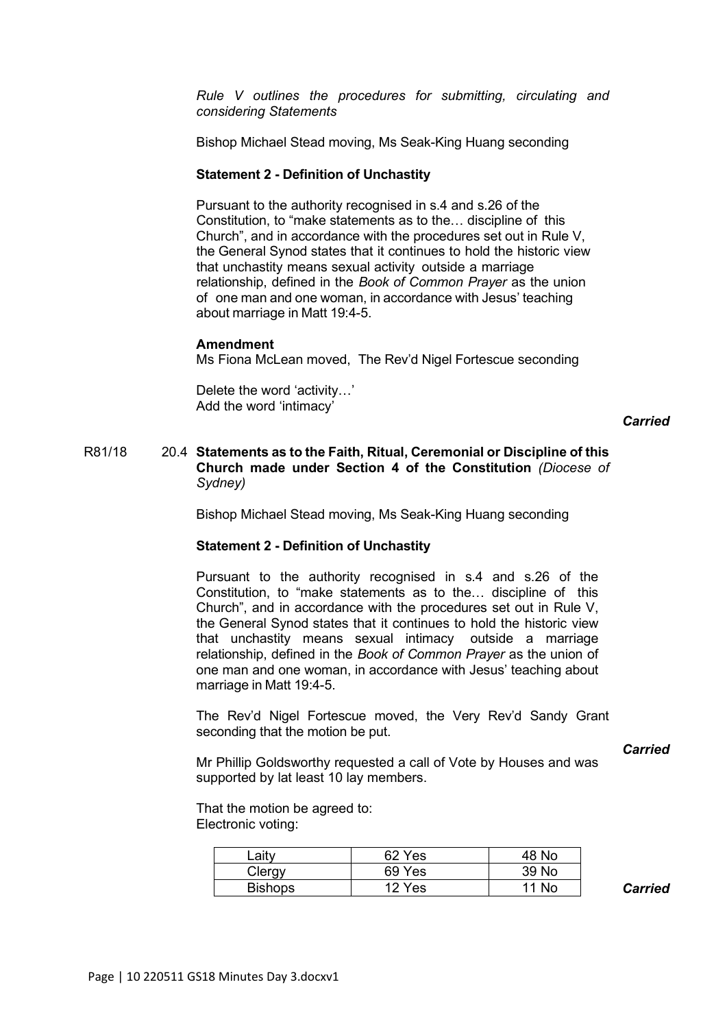*Rule V outlines the procedures for submitting, circulating and considering Statements*

Bishop Michael Stead moving, Ms Seak-King Huang seconding

**Statement 2 - Definition of Unchastity**

Pursuant to the authority recognised in s.4 and s.26 of the Constitution, to "make statements as to the… discipline of this Church", and in accordance with the procedures set out in Rule V, the General Synod states that it continues to hold the historic view that unchastity means sexual activity outside a marriage relationship, defined in the *Book of Common Prayer* as the union of one man and one woman, in accordance with Jesus' teaching about marriage in Matt 19:4-5.

**Amendment**

Ms Fiona McLean moved, The Rev'd Nigel Fortescue seconding

Delete the word 'activity…'
Add the word 'intimacy'

***Carried***

R81/18 20.4 **Statements as to the Faith, Ritual, Ceremonial or Discipline of this Church made under Section 4 of the Constitution** *(Diocese of Sydney)*

Bishop Michael Stead moving, Ms Seak-King Huang seconding

**Statement 2 - Definition of Unchastity**

Pursuant to the authority recognised in s.4 and s.26 of the Constitution, to "make statements as to the… discipline of this Church", and in accordance with the procedures set out in Rule V, the General Synod states that it continues to hold the historic view that unchastity means sexual intimacy outside a marriage relationship, defined in the *Book of Common Prayer* as the union of one man and one woman, in accordance with Jesus' teaching about marriage in Matt 19:4-5.

The Rev'd Nigel Fortescue moved, the Very Rev'd Sandy Grant seconding that the motion be put.

***Carried***

Mr Phillip Goldsworthy requested a call of Vote by Houses and was supported by lat least 10 lay members.

That the motion be agreed to:
Electronic voting:

| | | |
|---|---|---|
| Laity | 62 Yes | 48 No |
| Clergy | 69 Yes | 39 No |
| Bishops | 12 Yes | 11 No |

***Carried***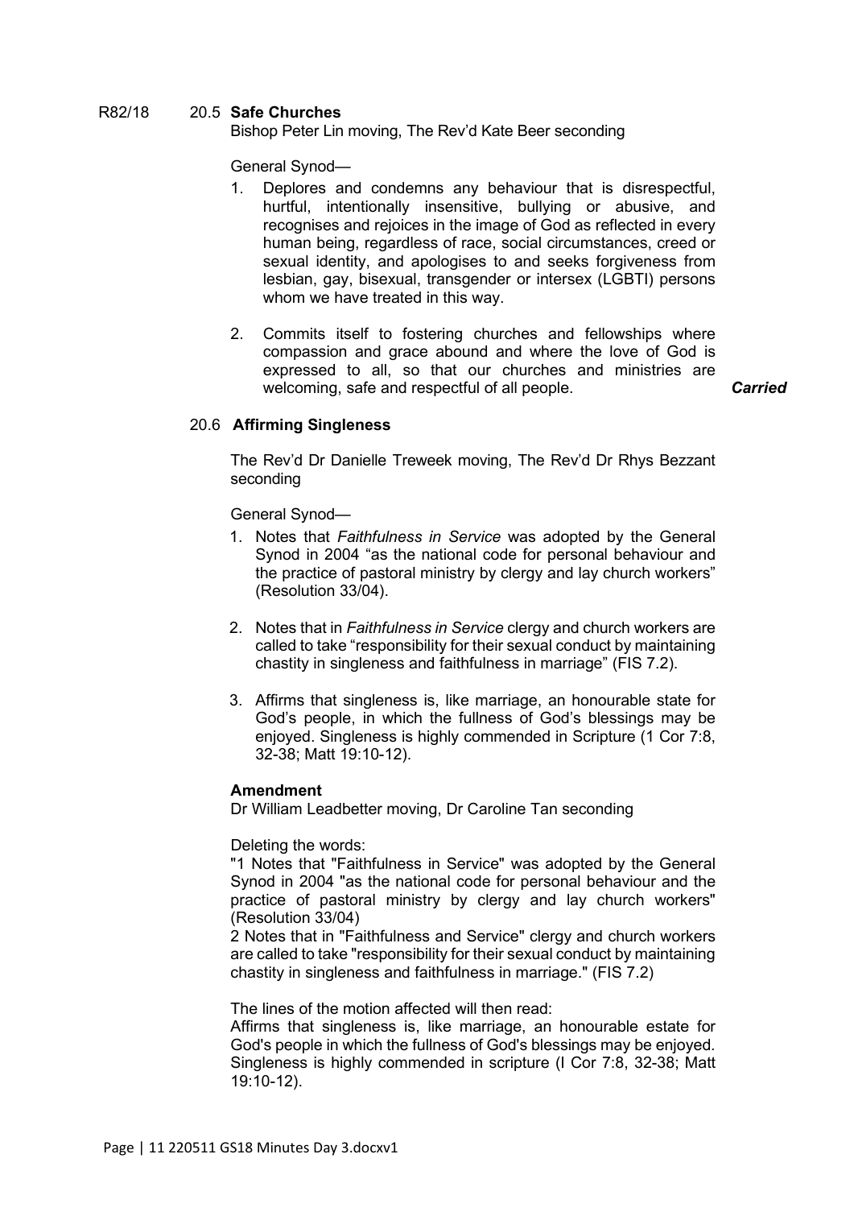R82/18 20.5 **Safe Churches**

Bishop Peter Lin moving, The Rev'd Kate Beer seconding

General Synod—

1. Deplores and condemns any behaviour that is disrespectful, hurtful, intentionally insensitive, bullying or abusive, and recognises and rejoices in the image of God as reflected in every human being, regardless of race, social circumstances, creed or sexual identity, and apologises to and seeks forgiveness from lesbian, gay, bisexual, transgender or intersex (LGBTI) persons whom we have treated in this way.

2. Commits itself to fostering churches and fellowships where compassion and grace abound and where the love of God is expressed to all, so that our churches and ministries are welcoming, safe and respectful of all people.

***Carried***

20.6 **Affirming Singleness**

The Rev'd Dr Danielle Treweek moving, The Rev'd Dr Rhys Bezzant seconding

General Synod—

1. Notes that *Faithfulness in Service* was adopted by the General Synod in 2004 "as the national code for personal behaviour and the practice of pastoral ministry by clergy and lay church workers" (Resolution 33/04).

2. Notes that in *Faithfulness in Service* clergy and church workers are called to take "responsibility for their sexual conduct by maintaining chastity in singleness and faithfulness in marriage" (FIS 7.2).

3. Affirms that singleness is, like marriage, an honourable state for God's people, in which the fullness of God's blessings may be enjoyed. Singleness is highly commended in Scripture (1 Cor 7:8, 32-38; Matt 19:10-12).

**Amendment**

Dr William Leadbetter moving, Dr Caroline Tan seconding

Deleting the words:

"1 Notes that "Faithfulness in Service" was adopted by the General Synod in 2004 "as the national code for personal behaviour and the practice of pastoral ministry by clergy and lay church workers" (Resolution 33/04)

2 Notes that in "Faithfulness and Service" clergy and church workers are called to take "responsibility for their sexual conduct by maintaining chastity in singleness and faithfulness in marriage." (FIS 7.2)

The lines of the motion affected will then read:

Affirms that singleness is, like marriage, an honourable estate for God's people in which the fullness of God's blessings may be enjoyed. Singleness is highly commended in scripture (I Cor 7:8, 32-38; Matt 19:10-12).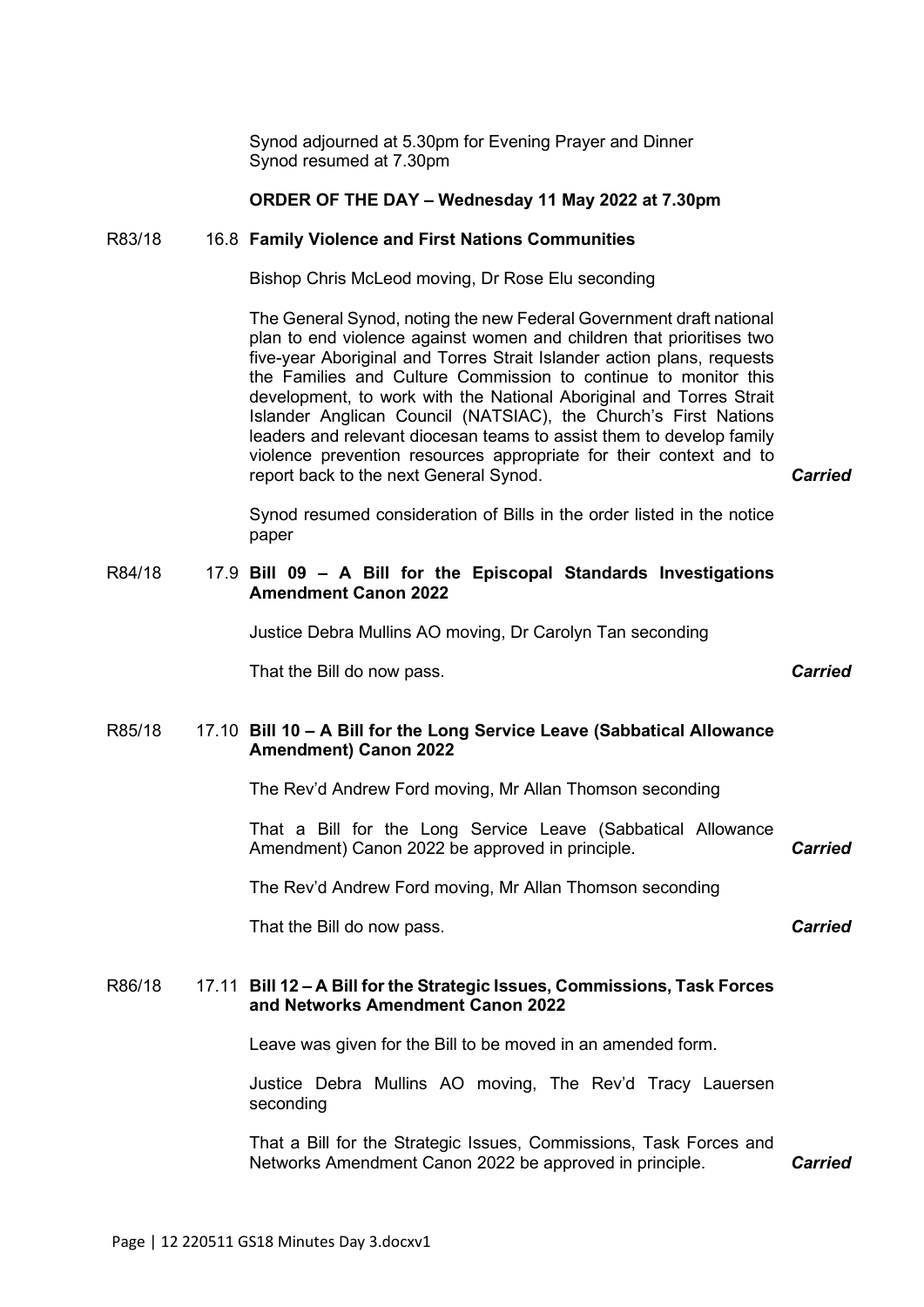Synod adjourned at 5.30pm for Evening Prayer and Dinner
Synod resumed at 7.30pm

**ORDER OF THE DAY – Wednesday 11 May 2022 at 7.30pm**

R83/18 16.8 **Family Violence and First Nations Communities**

Bishop Chris McLeod moving, Dr Rose Elu seconding

The General Synod, noting the new Federal Government draft national plan to end violence against women and children that prioritises two five-year Aboriginal and Torres Strait Islander action plans, requests the Families and Culture Commission to continue to monitor this development, to work with the National Aboriginal and Torres Strait Islander Anglican Council (NATSIAC), the Church's First Nations leaders and relevant diocesan teams to assist them to develop family violence prevention resources appropriate for their context and to report back to the next General Synod. ***Carried***

Synod resumed consideration of Bills in the order listed in the notice paper

R84/18 17.9 **Bill 09 – A Bill for the Episcopal Standards Investigations Amendment Canon 2022**

Justice Debra Mullins AO moving, Dr Carolyn Tan seconding

That the Bill do now pass. ***Carried***

R85/18 17.10 **Bill 10 – A Bill for the Long Service Leave (Sabbatical Allowance Amendment) Canon 2022**

The Rev'd Andrew Ford moving, Mr Allan Thomson seconding

That a Bill for the Long Service Leave (Sabbatical Allowance Amendment) Canon 2022 be approved in principle. ***Carried***

The Rev'd Andrew Ford moving, Mr Allan Thomson seconding

That the Bill do now pass. ***Carried***

R86/18 17.11 **Bill 12 – A Bill for the Strategic Issues, Commissions, Task Forces and Networks Amendment Canon 2022**

Leave was given for the Bill to be moved in an amended form.

Justice Debra Mullins AO moving, The Rev'd Tracy Lauersen seconding

That a Bill for the Strategic Issues, Commissions, Task Forces and Networks Amendment Canon 2022 be approved in principle. ***Carried***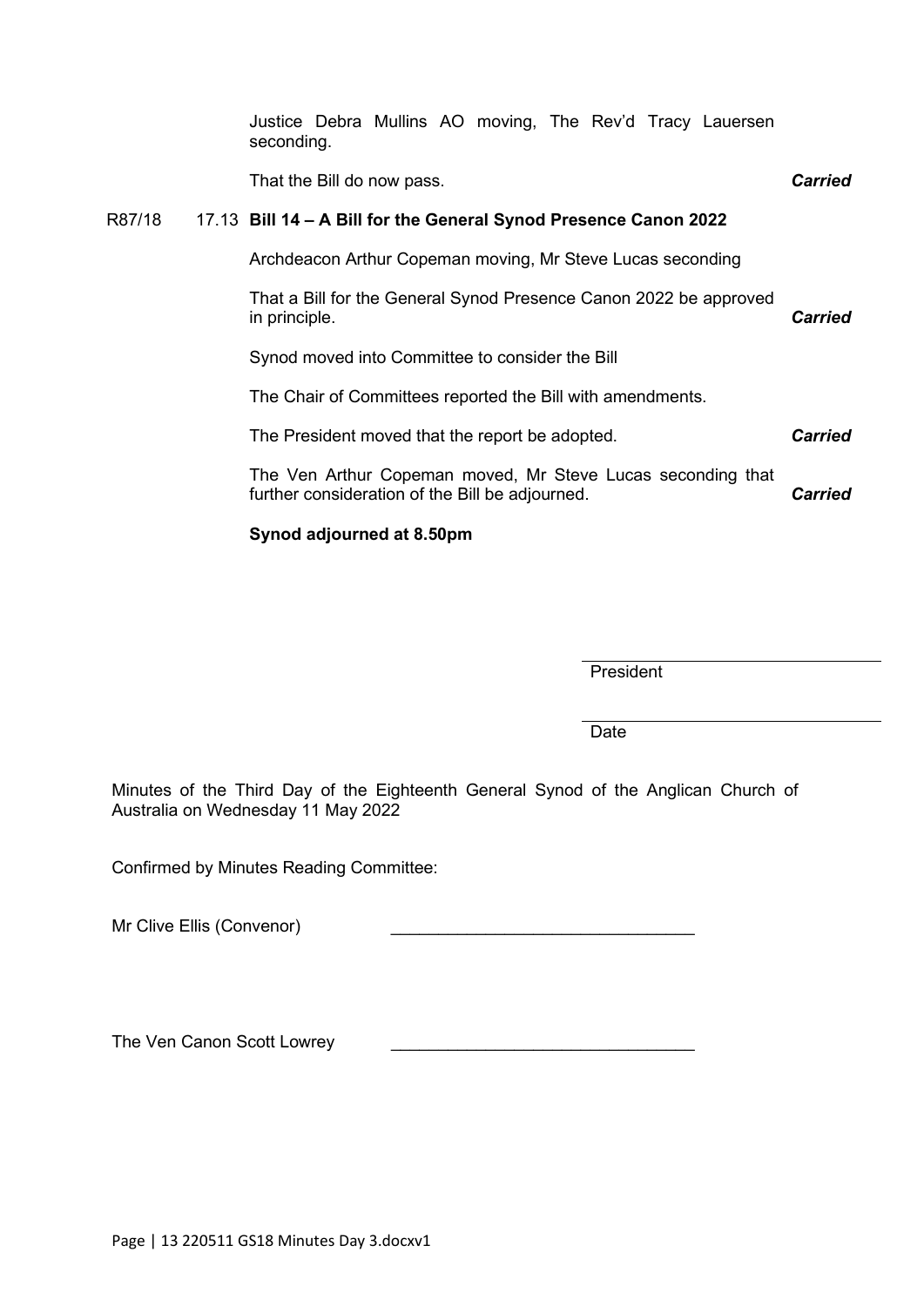Justice Debra Mullins AO moving, The Rev'd Tracy Lauersen seconding.

That the Bill do now pass. ***Carried***

R87/18 17.13 **Bill 14 – A Bill for the General Synod Presence Canon 2022**

Archdeacon Arthur Copeman moving, Mr Steve Lucas seconding

That a Bill for the General Synod Presence Canon 2022 be approved in principle. ***Carried***

Synod moved into Committee to consider the Bill

The Chair of Committees reported the Bill with amendments.

The President moved that the report be adopted. ***Carried***

The Ven Arthur Copeman moved, Mr Steve Lucas seconding that further consideration of the Bill be adjourned. ***Carried***

**Synod adjourned at 8.50pm**

\_\_\_\_\_\_\_\_\_\_\_\_\_\_\_\_\_\_\_\_\_\_\_\_\_\_\_\_\_\_\_\_

President

\_\_\_\_\_\_\_\_\_\_\_\_\_\_\_\_\_\_\_\_\_\_\_\_\_\_\_\_\_\_\_\_

Date

Minutes of the Third Day of the Eighteenth General Synod of the Anglican Church of Australia on Wednesday 11 May 2022

Confirmed by Minutes Reading Committee:

Mr Clive Ellis (Convenor) \_\_\_\_\_\_\_\_\_\_\_\_\_\_\_\_\_\_\_\_\_\_\_\_\_\_\_\_\_\_\_\_

The Ven Canon Scott Lowrey \_\_\_\_\_\_\_\_\_\_\_\_\_\_\_\_\_\_\_\_\_\_\_\_\_\_\_\_\_\_\_\_